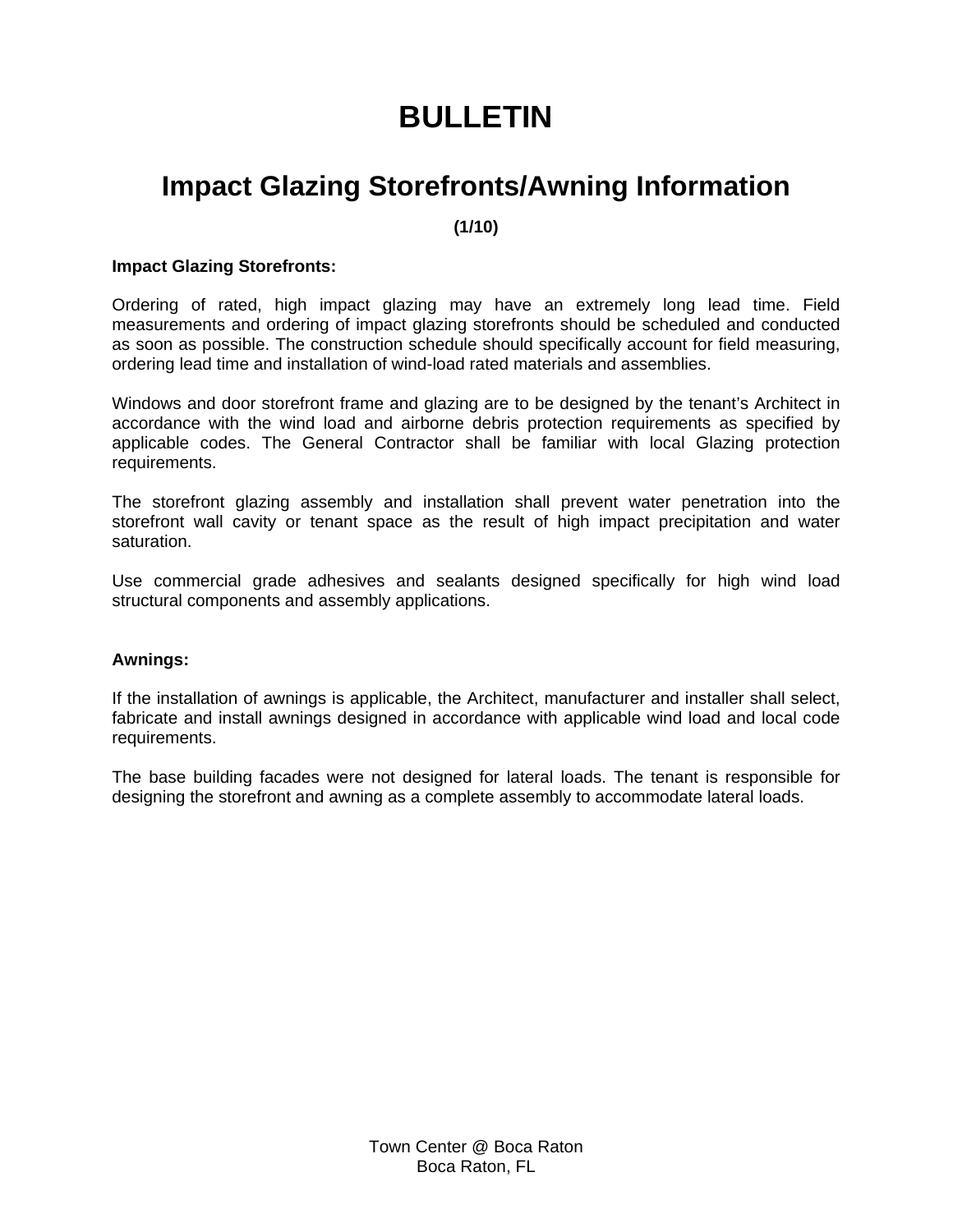# BULLETIN

## Impact Glazing Storefronts/Awning Information

**(1/10)**

**Impact Glazing Storefronts:**

Ordering of rated, high impact glazing may have an extremely long lead time. Field measurements and ordering of impact glazing storefronts should be scheduled and conducted as soon as possible. The construction schedule should specifically account for field measuring, ordering lead time and installation of wind-load rated materials and assemblies.

Windows and door storefront frame and glazing are to be designed by the tenant's Architect in accordance with the wind load and airborne debris protection requirements as specified by applicable codes. The General Contractor shall be familiar with local Glazing protection requirements.

The storefront glazing assembly and installation shall prevent water penetration into the storefront wall cavity or tenant space as the result of high impact precipitation and water saturation.

Use commercial grade adhesives and sealants designed specifically for high wind load structural components and assembly applications.

**Awnings:**

If the installation of awnings is applicable, the Architect, manufacturer and installer shall select, fabricate and install awnings designed in accordance with applicable wind load and local code requirements.

The base building facades were not designed for lateral loads. The tenant is responsible for designing the storefront and awning as a complete assembly to accommodate lateral loads.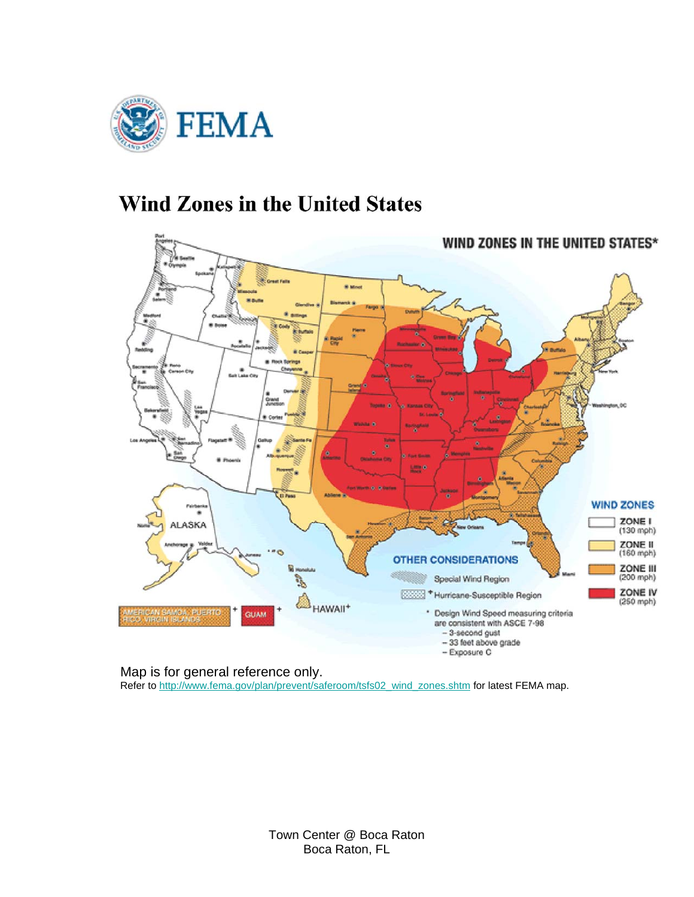FEMA

# Wind Zones in the United States

WIND ZONES IN THE UNITED STATES*

WIND ZONES

ZONE I (130 mph)

ZONE II (160 mph)

ZONE III (200 mph)

ZONE IV (250 mph)

OTHER CONSIDERATIONS

Special Wind Region

* Hurricane-Susceptible Region

ALASKA

HAWAII +

AMERICAN SAMOA, PUERTO RICO, VIRGIN ISLANDS +

GUAM +

* Design Wind Speed measuring criteria are consistent with ASCE 7-98
- 3-second gust
- 33 feet above grade
- Exposure C

Map is for general reference only.

Refer to [http://www.fema.gov/plan/prevent/saferoom/tsfs02_wind_zones.shtm](http://www.fema.gov/plan/prevent/saferoom/tsfs02_wind_zones.shtm) for latest FEMA map.